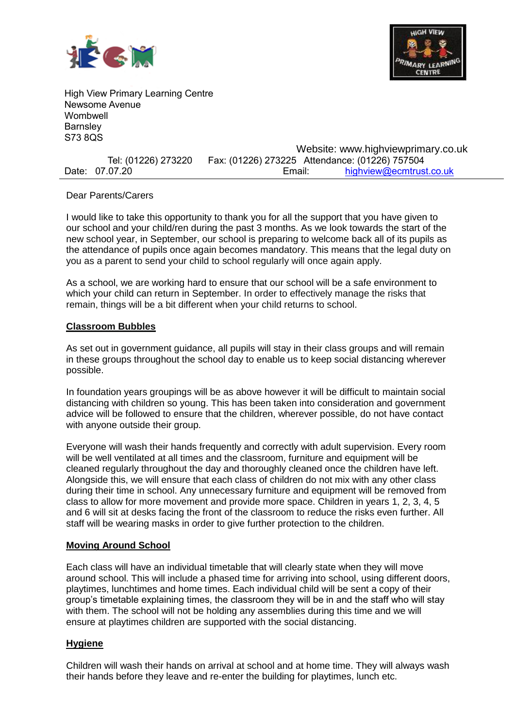High View Primary Learning Centre
Newsome Avenue
Wombwell
Barnsley
S73 8QS

Website: www.highviewprimary.co.uk
Tel: (01226) 273220 Fax: (01226) 273225 Attendance: (01226) 757504
Date: 07.07.20 Email: highview@ecmtrust.co.uk

Dear Parents/Carers

I would like to take this opportunity to thank you for all the support that you have given to our school and your child/ren during the past 3 months. As we look towards the start of the new school year, in September, our school is preparing to welcome back all of its pupils as the attendance of pupils once again becomes mandatory. This means that the legal duty on you as a parent to send your child to school regularly will once again apply.

As a school, we are working hard to ensure that our school will be a safe environment to which your child can return in September. In order to effectively manage the risks that remain, things will be a bit different when your child returns to school.

**Classroom Bubbles**

As set out in government guidance, all pupils will stay in their class groups and will remain in these groups throughout the school day to enable us to keep social distancing wherever possible.

In foundation years groupings will be as above however it will be difficult to maintain social distancing with children so young. This has been taken into consideration and government advice will be followed to ensure that the children, wherever possible, do not have contact with anyone outside their group.

Everyone will wash their hands frequently and correctly with adult supervision. Every room will be well ventilated at all times and the classroom, furniture and equipment will be cleaned regularly throughout the day and thoroughly cleaned once the children have left. Alongside this, we will ensure that each class of children do not mix with any other class during their time in school. Any unnecessary furniture and equipment will be removed from class to allow for more movement and provide more space. Children in years 1, 2, 3, 4, 5 and 6 will sit at desks facing the front of the classroom to reduce the risks even further. All staff will be wearing masks in order to give further protection to the children.

**Moving Around School**

Each class will have an individual timetable that will clearly state when they will move around school. This will include a phased time for arriving into school, using different doors, playtimes, lunchtimes and home times. Each individual child will be sent a copy of their group's timetable explaining times, the classroom they will be in and the staff who will stay with them. The school will not be holding any assemblies during this time and we will ensure at playtimes children are supported with the social distancing.

**Hygiene**

Children will wash their hands on arrival at school and at home time. They will always wash their hands before they leave and re-enter the building for playtimes, lunch etc.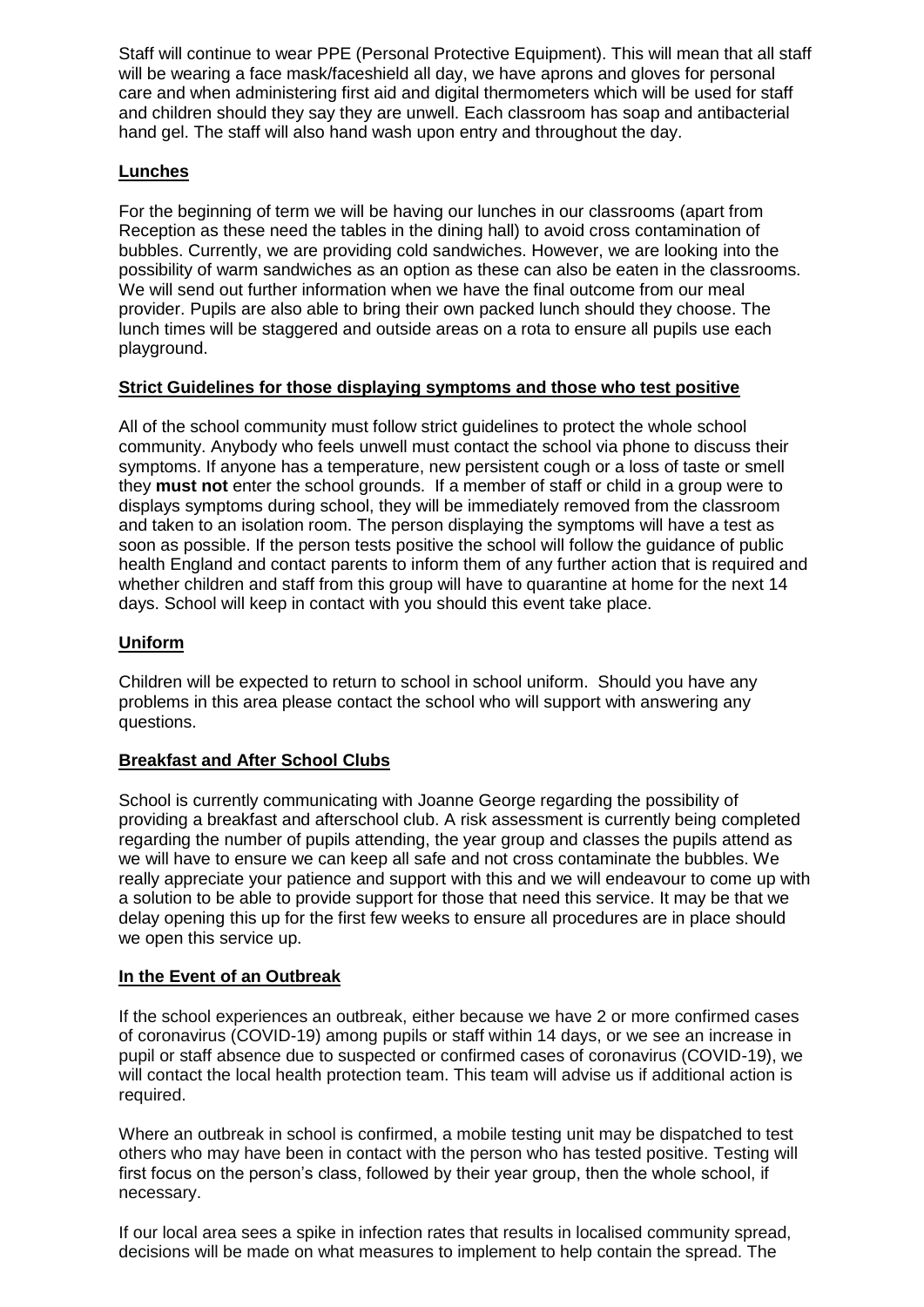Staff will continue to wear PPE (Personal Protective Equipment). This will mean that all staff will be wearing a face mask/faceshield all day, we have aprons and gloves for personal care and when administering first aid and digital thermometers which will be used for staff and children should they say they are unwell. Each classroom has soap and antibacterial hand gel. The staff will also hand wash upon entry and throughout the day.

## Lunches

For the beginning of term we will be having our lunches in our classrooms (apart from Reception as these need the tables in the dining hall) to avoid cross contamination of bubbles. Currently, we are providing cold sandwiches. However, we are looking into the possibility of warm sandwiches as an option as these can also be eaten in the classrooms. We will send out further information when we have the final outcome from our meal provider. Pupils are also able to bring their own packed lunch should they choose. The lunch times will be staggered and outside areas on a rota to ensure all pupils use each playground.

## Strict Guidelines for those displaying symptoms and those who test positive

All of the school community must follow strict guidelines to protect the whole school community. Anybody who feels unwell must contact the school via phone to discuss their symptoms. If anyone has a temperature, new persistent cough or a loss of taste or smell they **must not** enter the school grounds. If a member of staff or child in a group were to displays symptoms during school, they will be immediately removed from the classroom and taken to an isolation room. The person displaying the symptoms will have a test as soon as possible. If the person tests positive the school will follow the guidance of public health England and contact parents to inform them of any further action that is required and whether children and staff from this group will have to quarantine at home for the next 14 days. School will keep in contact with you should this event take place.

## Uniform

Children will be expected to return to school in school uniform. Should you have any problems in this area please contact the school who will support with answering any questions.

## Breakfast and After School Clubs

School is currently communicating with Joanne George regarding the possibility of providing a breakfast and afterschool club. A risk assessment is currently being completed regarding the number of pupils attending, the year group and classes the pupils attend as we will have to ensure we can keep all safe and not cross contaminate the bubbles. We really appreciate your patience and support with this and we will endeavour to come up with a solution to be able to provide support for those that need this service. It may be that we delay opening this up for the first few weeks to ensure all procedures are in place should we open this service up.

## In the Event of an Outbreak

If the school experiences an outbreak, either because we have 2 or more confirmed cases of coronavirus (COVID-19) among pupils or staff within 14 days, or we see an increase in pupil or staff absence due to suspected or confirmed cases of coronavirus (COVID-19), we will contact the local health protection team. This team will advise us if additional action is required.

Where an outbreak in school is confirmed, a mobile testing unit may be dispatched to test others who may have been in contact with the person who has tested positive. Testing will first focus on the person's class, followed by their year group, then the whole school, if necessary.

If our local area sees a spike in infection rates that results in localised community spread, decisions will be made on what measures to implement to help contain the spread. The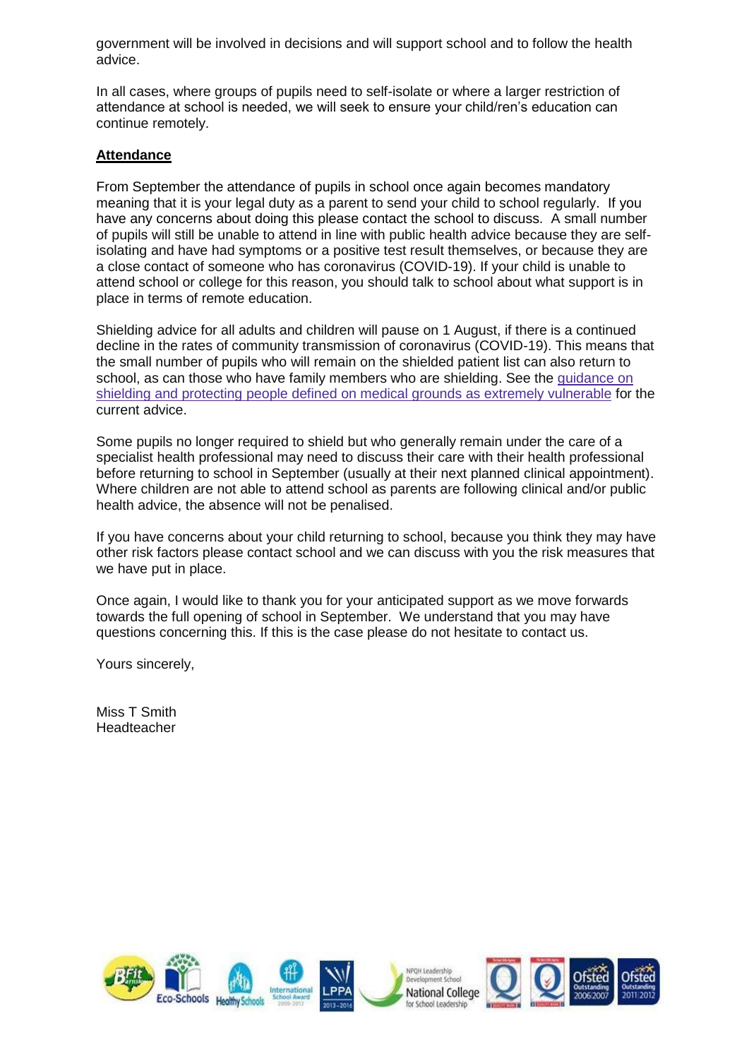government will be involved in decisions and will support school and to follow the health advice.

In all cases, where groups of pupils need to self-isolate or where a larger restriction of attendance at school is needed, we will seek to ensure your child/ren's education can continue remotely.

**Attendance**

From September the attendance of pupils in school once again becomes mandatory meaning that it is your legal duty as a parent to send your child to school regularly. If you have any concerns about doing this please contact the school to discuss. A small number of pupils will still be unable to attend in line with public health advice because they are self-isolating and have had symptoms or a positive test result themselves, or because they are a close contact of someone who has coronavirus (COVID-19). If your child is unable to attend school or college for this reason, you should talk to school about what support is in place in terms of remote education.

Shielding advice for all adults and children will pause on 1 August, if there is a continued decline in the rates of community transmission of coronavirus (COVID-19). This means that the small number of pupils who will remain on the shielded patient list can also return to school, as can those who have family members who are shielding. See the guidance on shielding and protecting people defined on medical grounds as extremely vulnerable for the current advice.

Some pupils no longer required to shield but who generally remain under the care of a specialist health professional may need to discuss their care with their health professional before returning to school in September (usually at their next planned clinical appointment). Where children are not able to attend school as parents are following clinical and/or public health advice, the absence will not be penalised.

If you have concerns about your child returning to school, because you think they may have other risk factors please contact school and we can discuss with you the risk measures that we have put in place.

Once again, I would like to thank you for your anticipated support as we move forwards towards the full opening of school in September. We understand that you may have questions concerning this. If this is the case please do not hesitate to contact us.

Yours sincerely,

Miss T Smith
Headteacher